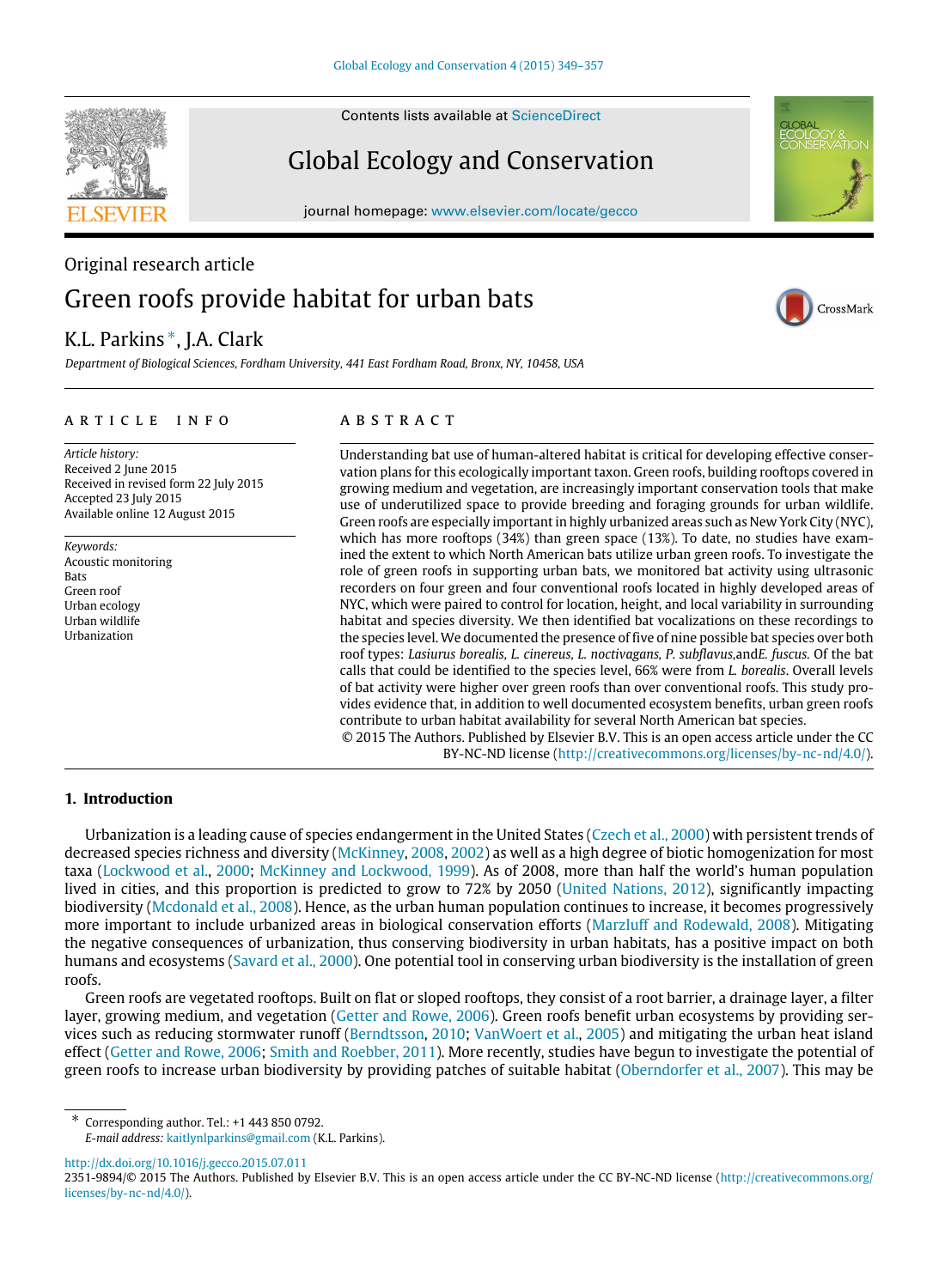Contents lists available at ScienceDirect

# Global Ecology and Conservation

journal homepage: www.elsevier.com/locate/gecco

Original research article

# Green roofs provide habitat for urban bats

K.L. Parkins *, J.A. Clark

*Department of Biological Sciences, Fordham University, 441 East Fordham Road, Bronx, NY, 10458, USA*

## ARTICLE INFO

*Article history:*
Received 2 June 2015
Received in revised form 22 July 2015
Accepted 23 July 2015
Available online 12 August 2015

*Keywords:*
Acoustic monitoring
Bats
Green roof
Urban ecology
Urban wildlife
Urbanization

## ABSTRACT

Understanding bat use of human-altered habitat is critical for developing effective conservation plans for this ecologically important taxon. Green roofs, building rooftops covered in growing medium and vegetation, are increasingly important conservation tools that make use of underutilized space to provide breeding and foraging grounds for urban wildlife. Green roofs are especially important in highly urbanized areas such as New York City (NYC), which has more rooftops (34%) than green space (13%). To date, no studies have examined the extent to which North American bats utilize urban green roofs. To investigate the role of green roofs in supporting urban bats, we monitored bat activity using ultrasonic recorders on four green and four conventional roofs located in highly developed areas of NYC, which were paired to control for location, height, and local variability in surrounding habitat and species diversity. We then identified bat vocalizations on these recordings to the species level. We documented the presence of five of nine possible bat species over both roof types: *Lasiurus borealis, L. cinereus, L. noctivagans, P. subflavus,*and*E. fuscus.* Of the bat calls that could be identified to the species level, 66% were from *L. borealis*. Overall levels of bat activity were higher over green roofs than over conventional roofs. This study provides evidence that, in addition to well documented ecosystem benefits, urban green roofs contribute to urban habitat availability for several North American bat species.

© 2015 The Authors. Published by Elsevier B.V. This is an open access article under the CC BY-NC-ND license (http://creativecommons.org/licenses/by-nc-nd/4.0/).

## 1. Introduction

Urbanization is a leading cause of species endangerment in the United States (Czech et al., 2000) with persistent trends of decreased species richness and diversity (McKinney, 2008, 2002) as well as a high degree of biotic homogenization for most taxa (Lockwood et al., 2000; McKinney and Lockwood, 1999). As of 2008, more than half the world's human population lived in cities, and this proportion is predicted to grow to 72% by 2050 (United Nations, 2012), significantly impacting biodiversity (Mcdonald et al., 2008). Hence, as the urban human population continues to increase, it becomes progressively more important to include urbanized areas in biological conservation efforts (Marzluff and Rodewald, 2008). Mitigating the negative consequences of urbanization, thus conserving biodiversity in urban habitats, has a positive impact on both humans and ecosystems (Savard et al., 2000). One potential tool in conserving urban biodiversity is the installation of green roofs.

Green roofs are vegetated rooftops. Built on flat or sloped rooftops, they consist of a root barrier, a drainage layer, a filter layer, growing medium, and vegetation (Getter and Rowe, 2006). Green roofs benefit urban ecosystems by providing services such as reducing stormwater runoff (Berndtsson, 2010; VanWoert et al., 2005) and mitigating the urban heat island effect (Getter and Rowe, 2006; Smith and Roebber, 2011). More recently, studies have begun to investigate the potential of green roofs to increase urban biodiversity by providing patches of suitable habitat (Oberndorfer et al., 2007). This may be

---

* Corresponding author. Tel.: +1 443 850 0792.
*E-mail address:* kaitlynlparkins@gmail.com (K.L. Parkins).

http://dx.doi.org/10.1016/j.gecco.2015.07.011
2351-9894/© 2015 The Authors. Published by Elsevier B.V. This is an open access article under the CC BY-NC-ND license (http://creativecommons.org/licenses/by-nc-nd/4.0/).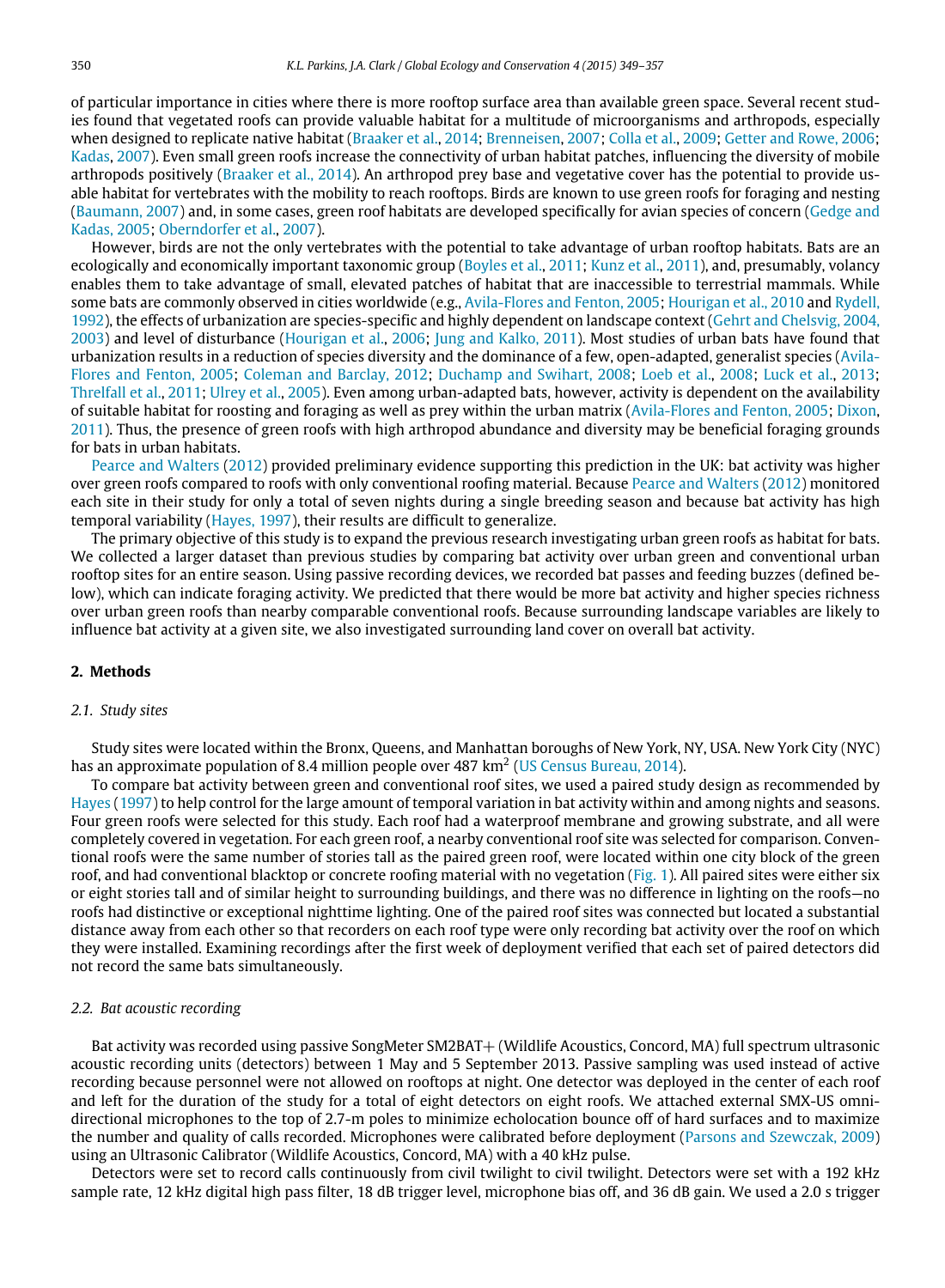of particular importance in cities where there is more rooftop surface area than available green space. Several recent studies found that vegetated roofs can provide valuable habitat for a multitude of microorganisms and arthropods, especially when designed to replicate native habitat (Braaker et al., 2014; Brenneisen, 2007; Colla et al., 2009; Getter and Rowe, 2006; Kadas, 2007). Even small green roofs increase the connectivity of urban habitat patches, influencing the diversity of mobile arthropods positively (Braaker et al., 2014). An arthropod prey base and vegetative cover has the potential to provide usable habitat for vertebrates with the mobility to reach rooftops. Birds are known to use green roofs for foraging and nesting (Baumann, 2007) and, in some cases, green roof habitats are developed specifically for avian species of concern (Gedge and Kadas, 2005; Oberndorfer et al., 2007).

However, birds are not the only vertebrates with the potential to take advantage of urban rooftop habitats. Bats are an ecologically and economically important taxonomic group (Boyles et al., 2011; Kunz et al., 2011), and, presumably, volancy enables them to take advantage of small, elevated patches of habitat that are inaccessible to terrestrial mammals. While some bats are commonly observed in cities worldwide (e.g., Avila-Flores and Fenton, 2005; Hourigan et al., 2010 and Rydell, 1992), the effects of urbanization are species-specific and highly dependent on landscape context (Gehrt and Chelsvig, 2004, 2003) and level of disturbance (Hourigan et al., 2006; Jung and Kalko, 2011). Most studies of urban bats have found that urbanization results in a reduction of species diversity and the dominance of a few, open-adapted, generalist species (Avila-Flores and Fenton, 2005; Coleman and Barclay, 2012; Duchamp and Swihart, 2008; Loeb et al., 2008; Luck et al., 2013; Threlfall et al., 2011; Ulrey et al., 2005). Even among urban-adapted bats, however, activity is dependent on the availability of suitable habitat for roosting and foraging as well as prey within the urban matrix (Avila-Flores and Fenton, 2005; Dixon, 2011). Thus, the presence of green roofs with high arthropod abundance and diversity may be beneficial foraging grounds for bats in urban habitats.

Pearce and Walters (2012) provided preliminary evidence supporting this prediction in the UK: bat activity was higher over green roofs compared to roofs with only conventional roofing material. Because Pearce and Walters (2012) monitored each site in their study for only a total of seven nights during a single breeding season and because bat activity has high temporal variability (Hayes, 1997), their results are difficult to generalize.

The primary objective of this study is to expand the previous research investigating urban green roofs as habitat for bats. We collected a larger dataset than previous studies by comparing bat activity over urban green and conventional urban rooftop sites for an entire season. Using passive recording devices, we recorded bat passes and feeding buzzes (defined below), which can indicate foraging activity. We predicted that there would be more bat activity and higher species richness over urban green roofs than nearby comparable conventional roofs. Because surrounding landscape variables are likely to influence bat activity at a given site, we also investigated surrounding land cover on overall bat activity.

## 2. Methods

### *2.1. Study sites*

Study sites were located within the Bronx, Queens, and Manhattan boroughs of New York, NY, USA. New York City (NYC) has an approximate population of 8.4 million people over 487 km$^2$ (US Census Bureau, 2014).

To compare bat activity between green and conventional roof sites, we used a paired study design as recommended by Hayes (1997) to help control for the large amount of temporal variation in bat activity within and among nights and seasons. Four green roofs were selected for this study. Each roof had a waterproof membrane and growing substrate, and all were completely covered in vegetation. For each green roof, a nearby conventional roof site was selected for comparison. Conventional roofs were the same number of stories tall as the paired green roof, were located within one city block of the green roof, and had conventional blacktop or concrete roofing material with no vegetation (Fig. 1). All paired sites were either six or eight stories tall and of similar height to surrounding buildings, and there was no difference in lighting on the roofs—no roofs had distinctive or exceptional nighttime lighting. One of the paired roof sites was connected but located a substantial distance away from each other so that recorders on each roof type were only recording bat activity over the roof on which they were installed. Examining recordings after the first week of deployment verified that each set of paired detectors did not record the same bats simultaneously.

### *2.2. Bat acoustic recording*

Bat activity was recorded using passive SongMeter SM2BAT+ (Wildlife Acoustics, Concord, MA) full spectrum ultrasonic acoustic recording units (detectors) between 1 May and 5 September 2013. Passive sampling was used instead of active recording because personnel were not allowed on rooftops at night. One detector was deployed in the center of each roof and left for the duration of the study for a total of eight detectors on eight roofs. We attached external SMX-US omnidirectional microphones to the top of 2.7-m poles to minimize echolocation bounce off of hard surfaces and to maximize the number and quality of calls recorded. Microphones were calibrated before deployment (Parsons and Szewczak, 2009) using an Ultrasonic Calibrator (Wildlife Acoustics, Concord, MA) with a 40 kHz pulse.

Detectors were set to record calls continuously from civil twilight to civil twilight. Detectors were set with a 192 kHz sample rate, 12 kHz digital high pass filter, 18 dB trigger level, microphone bias off, and 36 dB gain. We used a 2.0 s trigger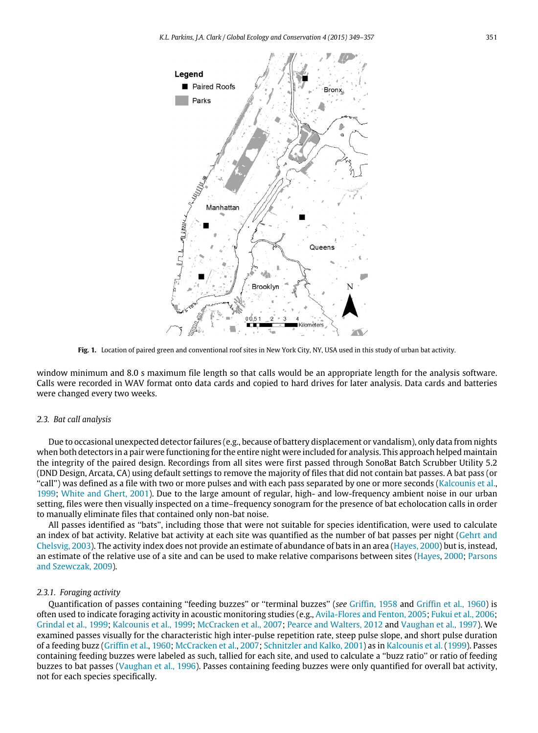**Fig. 1.** Location of paired green and conventional roof sites in New York City, NY, USA used in this study of urban bat activity.

window minimum and 8.0 s maximum file length so that calls would be an appropriate length for the analysis software. Calls were recorded in WAV format onto data cards and copied to hard drives for later analysis. Data cards and batteries were changed every two weeks.

### 2.3. Bat call analysis

Due to occasional unexpected detector failures (e.g., because of battery displacement or vandalism), only data from nights when both detectors in a pair were functioning for the entire night were included for analysis. This approach helped maintain the integrity of the paired design. Recordings from all sites were first passed through SonoBat Batch Scrubber Utility 5.2 (DND Design, Arcata, CA) using default settings to remove the majority of files that did not contain bat passes. A bat pass (or "call") was defined as a file with two or more pulses and with each pass separated by one or more seconds (Kalcounis et al., 1999; White and Ghert, 2001). Due to the large amount of regular, high- and low-frequency ambient noise in our urban setting, files were then visually inspected on a time–frequency sonogram for the presence of bat echolocation calls in order to manually eliminate files that contained only non-bat noise.

All passes identified as "bats", including those that were not suitable for species identification, were used to calculate an index of bat activity. Relative bat activity at each site was quantified as the number of bat passes per night (Gehrt and Chelsvig, 2003). The activity index does not provide an estimate of abundance of bats in an area (Hayes, 2000) but is, instead, an estimate of the relative use of a site and can be used to make relative comparisons between sites (Hayes, 2000; Parsons and Szewczak, 2009).

#### 2.3.1. Foraging activity

Quantification of passes containing "feeding buzzes" or "terminal buzzes" (*see* Griffin, 1958 and Griffin et al., 1960) is often used to indicate foraging activity in acoustic monitoring studies (e.g., Avila-Flores and Fenton, 2005; Fukui et al., 2006; Grindal et al., 1999; Kalcounis et al., 1999; McCracken et al., 2007; Pearce and Walters, 2012 and Vaughan et al., 1997). We examined passes visually for the characteristic high inter-pulse repetition rate, steep pulse slope, and short pulse duration of a feeding buzz (Griffin et al., 1960; McCracken et al., 2007; Schnitzler and Kalko, 2001) as in Kalcounis et al. (1999). Passes containing feeding buzzes were labeled as such, tallied for each site, and used to calculate a "buzz ratio" or ratio of feeding buzzes to bat passes (Vaughan et al., 1996). Passes containing feeding buzzes were only quantified for overall bat activity, not for each species specifically.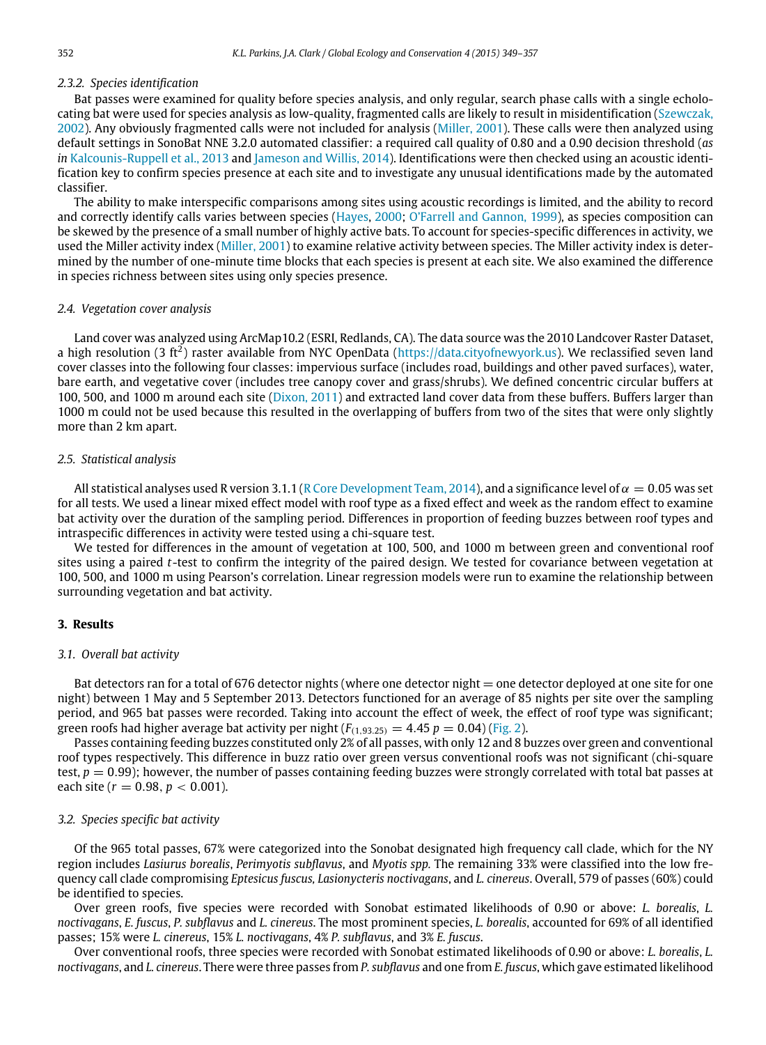### 2.3.2. Species identification

Bat passes were examined for quality before species analysis, and only regular, search phase calls with a single echolocating bat were used for species analysis as low-quality, fragmented calls are likely to result in misidentification (Szewczak, 2002). Any obviously fragmented calls were not included for analysis (Miller, 2001). These calls were then analyzed using default settings in SonoBat NNE 3.2.0 automated classifier: a required call quality of 0.80 and a 0.90 decision threshold (*as in* Kalcounis-Ruppell et al., 2013 and Jameson and Willis, 2014). Identifications were then checked using an acoustic identification key to confirm species presence at each site and to investigate any unusual identifications made by the automated classifier.

The ability to make interspecific comparisons among sites using acoustic recordings is limited, and the ability to record and correctly identify calls varies between species (Hayes, 2000; O'Farrell and Gannon, 1999), as species composition can be skewed by the presence of a small number of highly active bats. To account for species-specific differences in activity, we used the Miller activity index (Miller, 2001) to examine relative activity between species. The Miller activity index is determined by the number of one-minute time blocks that each species is present at each site. We also examined the difference in species richness between sites using only species presence.

## 2.4. Vegetation cover analysis

Land cover was analyzed using ArcMap10.2 (ESRI, Redlands, CA). The data source was the 2010 Landcover Raster Dataset, a high resolution (3 $ft^2$) raster available from NYC OpenData (https://data.cityofnewyork.us). We reclassified seven land cover classes into the following four classes: impervious surface (includes road, buildings and other paved surfaces), water, bare earth, and vegetative cover (includes tree canopy cover and grass/shrubs). We defined concentric circular buffers at 100, 500, and 1000 m around each site (Dixon, 2011) and extracted land cover data from these buffers. Buffers larger than 1000 m could not be used because this resulted in the overlapping of buffers from two of the sites that were only slightly more than 2 km apart.

## 2.5. Statistical analysis

All statistical analyses used R version 3.1.1 (R Core Development Team, 2014), and a significance level of $\alpha = 0.05$ was set for all tests. We used a linear mixed effect model with roof type as a fixed effect and week as the random effect to examine bat activity over the duration of the sampling period. Differences in proportion of feeding buzzes between roof types and intraspecific differences in activity were tested using a chi-square test.

We tested for differences in the amount of vegetation at 100, 500, and 1000 m between green and conventional roof sites using a paired $t$-test to confirm the integrity of the paired design. We tested for covariance between vegetation at 100, 500, and 1000 m using Pearson's correlation. Linear regression models were run to examine the relationship between surrounding vegetation and bat activity.

# 3. Results

## 3.1. Overall bat activity

Bat detectors ran for a total of 676 detector nights (where one detector night = one detector deployed at one site for one night) between 1 May and 5 September 2013. Detectors functioned for an average of 85 nights per site over the sampling period, and 965 bat passes were recorded. Taking into account the effect of week, the effect of roof type was significant; green roofs had higher average bat activity per night ($F_{(1,93.25)} = 4.45$ $p = 0.04$) (Fig. 2).

Passes containing feeding buzzes constituted only 2% of all passes, with only 12 and 8 buzzes over green and conventional roof types respectively. This difference in buzz ratio over green versus conventional roofs was not significant (chi-square test, $p = 0.99$); however, the number of passes containing feeding buzzes were strongly correlated with total bat passes at each site ($r = 0.98$, $p < 0.001$).

## 3.2. Species specific bat activity

Of the 965 total passes, 67% were categorized into the Sonobat designated high frequency call clade, which for the NY region includes *Lasiurus borealis*, *Perimyotis subflavus*, and *Myotis spp.* The remaining 33% were classified into the low frequency call clade compromising *Eptesicus fuscus, Lasionycteris noctivagans*, and *L. cinereus*. Overall, 579 of passes (60%) could be identified to species.

Over green roofs, five species were recorded with Sonobat estimated likelihoods of 0.90 or above: *L. borealis*, *L. noctivagans*, *E. fuscus*, *P. subflavus* and *L. cinereus*. The most prominent species, *L. borealis*, accounted for 69% of all identified passes; 15% were *L. cinereus*, 15% *L. noctivagans*, 4% *P. subflavus*, and 3% *E. fuscus*.

Over conventional roofs, three species were recorded with Sonobat estimated likelihoods of 0.90 or above: *L. borealis*, *L. noctivagans*, and *L. cinereus*. There were three passes from *P. subflavus* and one from *E. fuscus*, which gave estimated likelihood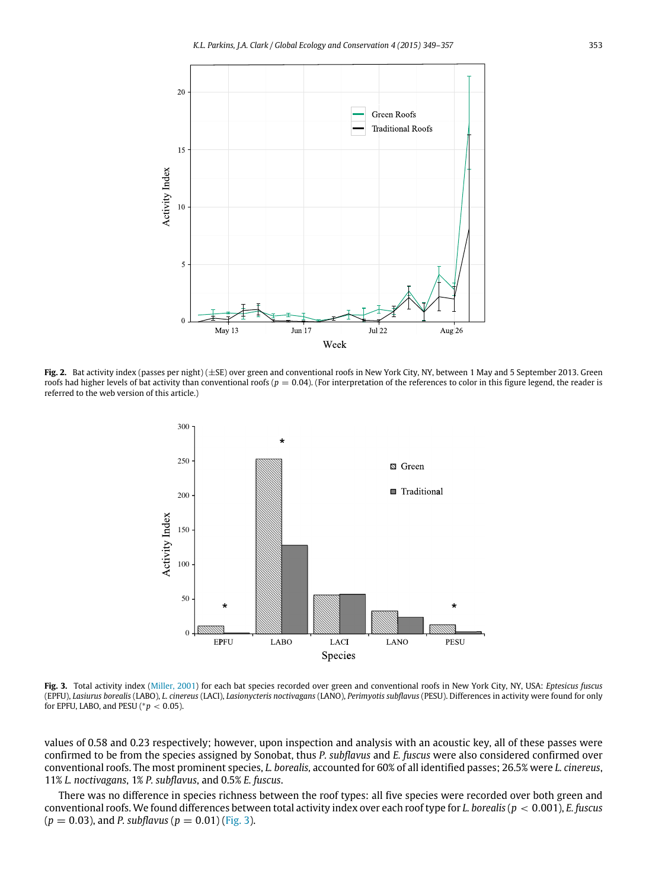**Fig. 2.** Bat activity index (passes per night) (±SE) over green and conventional roofs in New York City, NY, between 1 May and 5 September 2013. Green roofs had higher levels of bat activity than conventional roofs ($p = 0.04$). (For interpretation of the references to color in this figure legend, the reader is referred to the web version of this article.)

**Fig. 3.** Total activity index (Miller, 2001) for each bat species recorded over green and conventional roofs in New York City, NY, USA: *Eptesicus fuscus* (EPFU), *Lasiurus borealis* (LABO), *L. cinereus* (LACI), *Lasionycteris noctivagans* (LANO), *Perimyotis subflavus* (PESU). Differences in activity were found for only for EPFU, LABO, and PESU (*$p < 0.05$).

values of 0.58 and 0.23 respectively; however, upon inspection and analysis with an acoustic key, all of these passes were confirmed to be from the species assigned by Sonobat, thus *P. subflavus* and *E. fuscus* were also considered confirmed over conventional roofs. The most prominent species, *L. borealis*, accounted for 60% of all identified passes; 26.5% were *L. cinereus*, 11% *L. noctivagans*, 1% *P. subflavus*, and 0.5% *E. fuscus*.

There was no difference in species richness between the roof types: all five species were recorded over both green and conventional roofs. We found differences between total activity index over each roof type for *L. borealis* ($p < 0.001$), *E. fuscus* ($p = 0.03$), and *P. subflavus* ($p = 0.01$) (Fig. 3).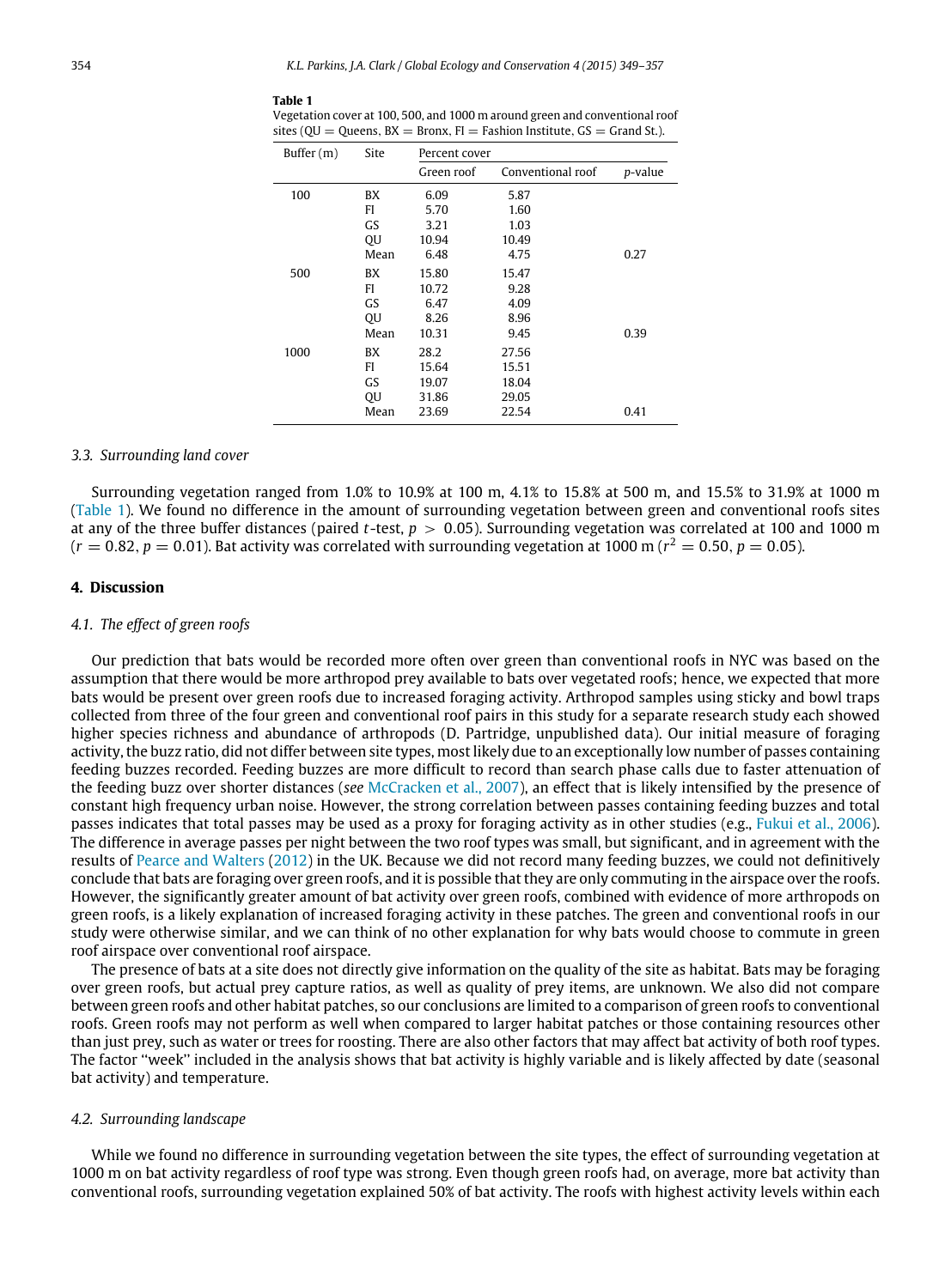**Table 1**
Vegetation cover at 100, 500, and 1000 m around green and conventional roof sites (QU = Queens, BX = Bronx, FI = Fashion Institute, GS = Grand St.).

| Buffer (m) | Site | Percent cover | | |
|---|---|---|---|---|
| | | Green roof | Conventional roof | *p*-value |
| 100 | BX | 6.09 | 5.87 | |
| | FI | 5.70 | 1.60 | |
| | GS | 3.21 | 1.03 | |
| | QU | 10.94 | 10.49 | |
| | Mean | 6.48 | 4.75 | 0.27 |
| 500 | BX | 15.80 | 15.47 | |
| | FI | 10.72 | 9.28 | |
| | GS | 6.47 | 4.09 | |
| | QU | 8.26 | 8.96 | |
| | Mean | 10.31 | 9.45 | 0.39 |
| 1000 | BX | 28.2 | 27.56 | |
| | FI | 15.64 | 15.51 | |
| | GS | 19.07 | 18.04 | |
| | QU | 31.86 | 29.05 | |
| | Mean | 23.69 | 22.54 | 0.41 |

### *3.3. Surrounding land cover*

Surrounding vegetation ranged from 1.0% to 10.9% at 100 m, 4.1% to 15.8% at 500 m, and 15.5% to 31.9% at 1000 m (Table 1). We found no difference in the amount of surrounding vegetation between green and conventional roofs sites at any of the three buffer distances (paired *t*-test, $p > 0.05$). Surrounding vegetation was correlated at 100 and 1000 m ($r = 0.82$, $p = 0.01$). Bat activity was correlated with surrounding vegetation at 1000 m ($r^2 = 0.50$, $p = 0.05$).

## **4. Discussion**

### *4.1. The effect of green roofs*

Our prediction that bats would be recorded more often over green than conventional roofs in NYC was based on the assumption that there would be more arthropod prey available to bats over vegetated roofs; hence, we expected that more bats would be present over green roofs due to increased foraging activity. Arthropod samples using sticky and bowl traps collected from three of the four green and conventional roof pairs in this study for a separate research study each showed higher species richness and abundance of arthropods (D. Partridge, unpublished data). Our initial measure of foraging activity, the buzz ratio, did not differ between site types, most likely due to an exceptionally low number of passes containing feeding buzzes recorded. Feeding buzzes are more difficult to record than search phase calls due to faster attenuation of the feeding buzz over shorter distances (*see* McCracken et al., 2007), an effect that is likely intensified by the presence of constant high frequency urban noise. However, the strong correlation between passes containing feeding buzzes and total passes indicates that total passes may be used as a proxy for foraging activity as in other studies (e.g., Fukui et al., 2006). The difference in average passes per night between the two roof types was small, but significant, and in agreement with the results of Pearce and Walters (2012) in the UK. Because we did not record many feeding buzzes, we could not definitively conclude that bats are foraging over green roofs, and it is possible that they are only commuting in the airspace over the roofs. However, the significantly greater amount of bat activity over green roofs, combined with evidence of more arthropods on green roofs, is a likely explanation of increased foraging activity in these patches. The green and conventional roofs in our study were otherwise similar, and we can think of no other explanation for why bats would choose to commute in green roof airspace over conventional roof airspace.

The presence of bats at a site does not directly give information on the quality of the site as habitat. Bats may be foraging over green roofs, but actual prey capture ratios, as well as quality of prey items, are unknown. We also did not compare between green roofs and other habitat patches, so our conclusions are limited to a comparison of green roofs to conventional roofs. Green roofs may not perform as well when compared to larger habitat patches or those containing resources other than just prey, such as water or trees for roosting. There are also other factors that may affect bat activity of both roof types. The factor "week" included in the analysis shows that bat activity is highly variable and is likely affected by date (seasonal bat activity) and temperature.

### *4.2. Surrounding landscape*

While we found no difference in surrounding vegetation between the site types, the effect of surrounding vegetation at 1000 m on bat activity regardless of roof type was strong. Even though green roofs had, on average, more bat activity than conventional roofs, surrounding vegetation explained 50% of bat activity. The roofs with highest activity levels within each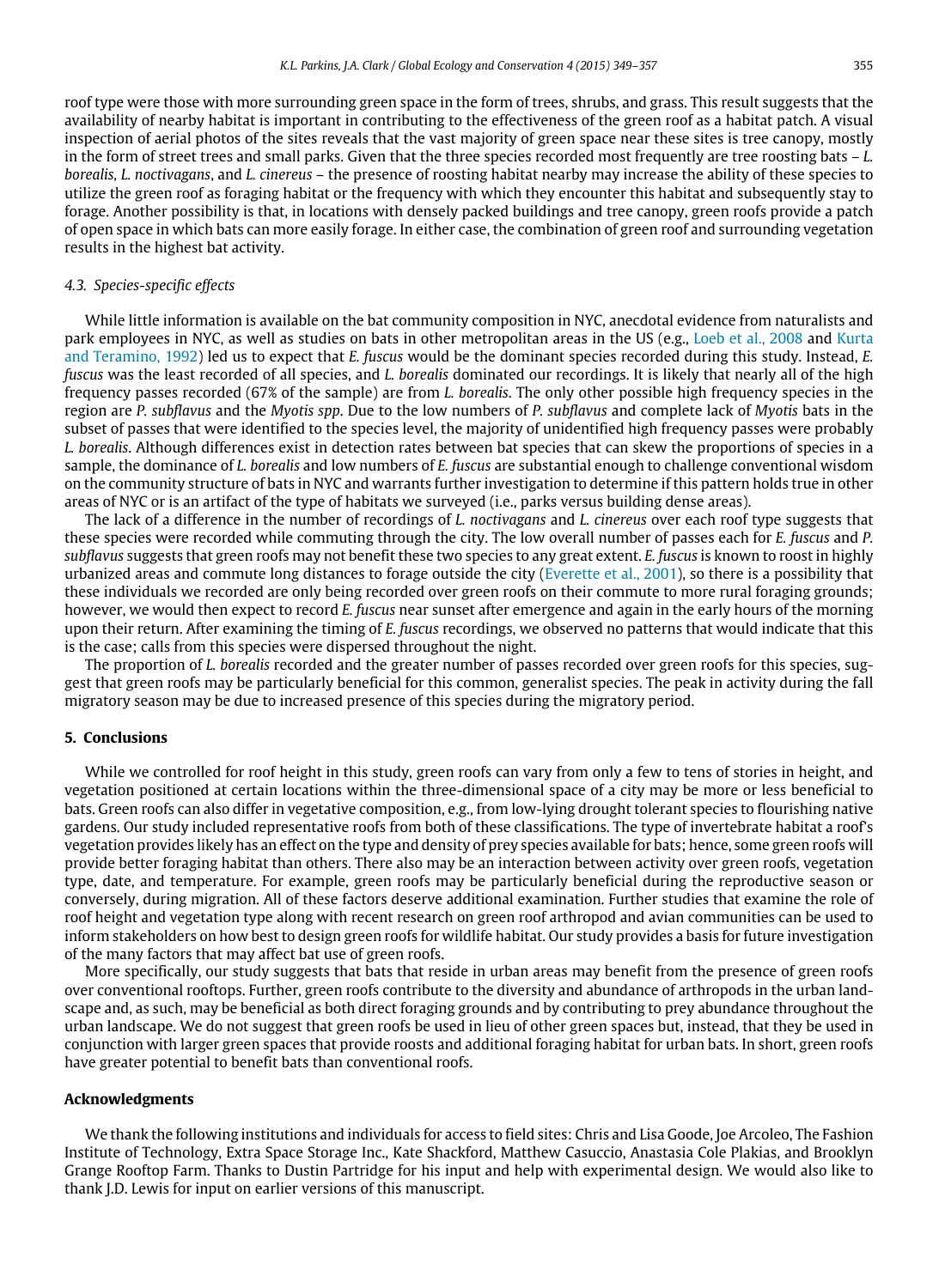roof type were those with more surrounding green space in the form of trees, shrubs, and grass. This result suggests that the availability of nearby habitat is important in contributing to the effectiveness of the green roof as a habitat patch. A visual inspection of aerial photos of the sites reveals that the vast majority of green space near these sites is tree canopy, mostly in the form of street trees and small parks. Given that the three species recorded most frequently are tree roosting bats – *L. borealis, L. noctivagans*, and *L. cinereus* – the presence of roosting habitat nearby may increase the ability of these species to utilize the green roof as foraging habitat or the frequency with which they encounter this habitat and subsequently stay to forage. Another possibility is that, in locations with densely packed buildings and tree canopy, green roofs provide a patch of open space in which bats can more easily forage. In either case, the combination of green roof and surrounding vegetation results in the highest bat activity.

### *4.3. Species-specific effects*

While little information is available on the bat community composition in NYC, anecdotal evidence from naturalists and park employees in NYC, as well as studies on bats in other metropolitan areas in the US (e.g., Loeb et al., 2008 and Kurta and Teramino, 1992) led us to expect that *E. fuscus* would be the dominant species recorded during this study. Instead, *E. fuscus* was the least recorded of all species, and *L. borealis* dominated our recordings. It is likely that nearly all of the high frequency passes recorded (67% of the sample) are from *L. borealis*. The only other possible high frequency species in the region are *P. subflavus* and the *Myotis spp*. Due to the low numbers of *P. subflavus* and complete lack of *Myotis* bats in the subset of passes that were identified to the species level, the majority of unidentified high frequency passes were probably *L. borealis*. Although differences exist in detection rates between bat species that can skew the proportions of species in a sample, the dominance of *L. borealis* and low numbers of *E. fuscus* are substantial enough to challenge conventional wisdom on the community structure of bats in NYC and warrants further investigation to determine if this pattern holds true in other areas of NYC or is an artifact of the type of habitats we surveyed (i.e., parks versus building dense areas).

The lack of a difference in the number of recordings of *L. noctivagans* and *L. cinereus* over each roof type suggests that these species were recorded while commuting through the city. The low overall number of passes each for *E. fuscus* and *P. subflavus* suggests that green roofs may not benefit these two species to any great extent. *E. fuscus* is known to roost in highly urbanized areas and commute long distances to forage outside the city (Everette et al., 2001), so there is a possibility that these individuals we recorded are only being recorded over green roofs on their commute to more rural foraging grounds; however, we would then expect to record *E. fuscus* near sunset after emergence and again in the early hours of the morning upon their return. After examining the timing of *E. fuscus* recordings, we observed no patterns that would indicate that this is the case; calls from this species were dispersed throughout the night.

The proportion of *L. borealis* recorded and the greater number of passes recorded over green roofs for this species, suggest that green roofs may be particularly beneficial for this common, generalist species. The peak in activity during the fall migratory season may be due to increased presence of this species during the migratory period.

## 5. Conclusions

While we controlled for roof height in this study, green roofs can vary from only a few to tens of stories in height, and vegetation positioned at certain locations within the three-dimensional space of a city may be more or less beneficial to bats. Green roofs can also differ in vegetative composition, e.g., from low-lying drought tolerant species to flourishing native gardens. Our study included representative roofs from both of these classifications. The type of invertebrate habitat a roof's vegetation provides likely has an effect on the type and density of prey species available for bats; hence, some green roofs will provide better foraging habitat than others. There also may be an interaction between activity over green roofs, vegetation type, date, and temperature. For example, green roofs may be particularly beneficial during the reproductive season or conversely, during migration. All of these factors deserve additional examination. Further studies that examine the role of roof height and vegetation type along with recent research on green roof arthropod and avian communities can be used to inform stakeholders on how best to design green roofs for wildlife habitat. Our study provides a basis for future investigation of the many factors that may affect bat use of green roofs.

More specifically, our study suggests that bats that reside in urban areas may benefit from the presence of green roofs over conventional rooftops. Further, green roofs contribute to the diversity and abundance of arthropods in the urban landscape and, as such, may be beneficial as both direct foraging grounds and by contributing to prey abundance throughout the urban landscape. We do not suggest that green roofs be used in lieu of other green spaces but, instead, that they be used in conjunction with larger green spaces that provide roosts and additional foraging habitat for urban bats. In short, green roofs have greater potential to benefit bats than conventional roofs.

## Acknowledgments

We thank the following institutions and individuals for access to field sites: Chris and Lisa Goode, Joe Arcoleo, The Fashion Institute of Technology, Extra Space Storage Inc., Kate Shackford, Matthew Casuccio, Anastasia Cole Plakias, and Brooklyn Grange Rooftop Farm. Thanks to Dustin Partridge for his input and help with experimental design. We would also like to thank J.D. Lewis for input on earlier versions of this manuscript.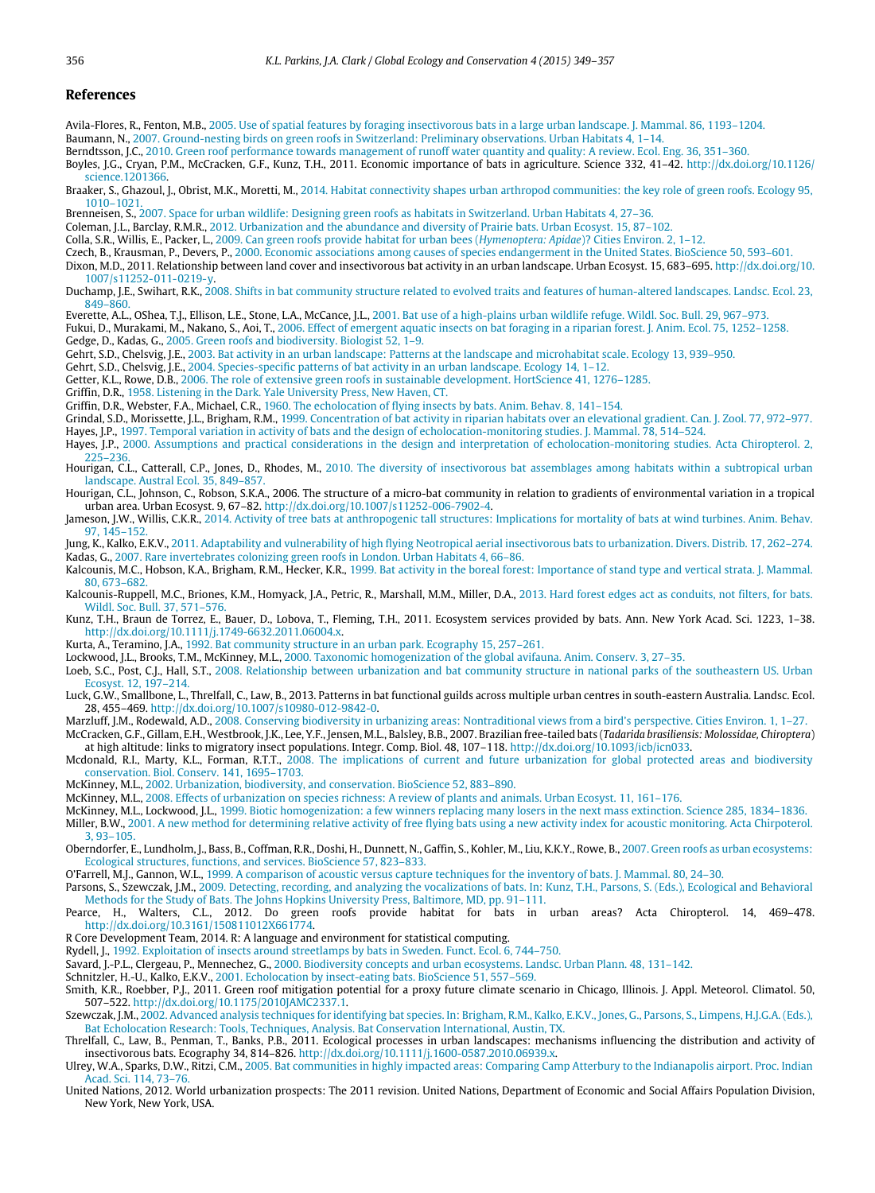## References

Avila-Flores, R., Fenton, M.B., 2005. Use of spatial features by foraging insectivorous bats in a large urban landscape. J. Mammal. 86, 1193–1204.

Baumann, N., 2007. Ground-nesting birds on green roofs in Switzerland: Preliminary observations. Urban Habitats 4, 1–14.

Berndtsson, J.C., 2010. Green roof performance towards management of runoff water quantity and quality: A review. Ecol. Eng. 36, 351–360.

Boyles, J.G., Cryan, P.M., McCracken, G.F., Kunz, T.H., 2011. Economic importance of bats in agriculture. Science 332, 41–42. http://dx.doi.org/10.1126/science.1201366.

Braaker, S., Ghazoul, J., Obrist, M.K., Moretti, M., 2014. Habitat connectivity shapes urban arthropod communities: the key role of green roofs. Ecology 95, 1010–1021.

Brenneisen, S., 2007. Space for urban wildlife: Designing green roofs as habitats in Switzerland. Urban Habitats 4, 27–36.

Coleman, J.L., Barclay, R.M.R., 2012. Urbanization and the abundance and diversity of Prairie bats. Urban Ecosyst. 15, 87–102.

Colla, S.R., Willis, E., Packer, L., 2009. Can green roofs provide habitat for urban bees (*Hymenoptera: Apidae*)? Cities Environ. 2, 1–12.

Czech, B., Krausman, P., Devers, P., 2000. Economic associations among causes of species endangerment in the United States. BioScience 50, 593–601.

Dixon, M.D., 2011. Relationship between land cover and insectivorous bat activity in an urban landscape. Urban Ecosyst. 15, 683–695. http://dx.doi.org/10.1007/s11252-011-0219-y.

Duchamp, J.E., Swihart, R.K., 2008. Shifts in bat community structure related to evolved traits and features of human-altered landscapes. Landsc. Ecol. 23, 849–860.

Everette, A.L., OShea, T.J., Ellison, L.E., Stone, L.A., McCance, J.L., 2001. Bat use of a high-plains urban wildlife refuge. Wildl. Soc. Bull. 29, 967–973.

Fukui, D., Murakami, M., Nakano, S., Aoi, T., 2006. Effect of emergent aquatic insects on bat foraging in a riparian forest. J. Anim. Ecol. 75, 1252–1258.

Gedge, D., Kadas, G., 2005. Green roofs and biodiversity. Biologist 52, 1–9.

Gehrt, S.D., Chelsvig, J.E., 2003. Bat activity in an urban landscape: Patterns at the landscape and microhabitat scale. Ecology 13, 939–950.

Gehrt, S.D., Chelsvig, J.E., 2004. Species-specific patterns of bat activity in an urban landscape. Ecology 14, 1–12.

Getter, K.L., Rowe, D.B., 2006. The role of extensive green roofs in sustainable development. HortScience 41, 1276–1285.

Griffin, D.R., 1958. Listening in the Dark. Yale University Press, New Haven, CT.

Griffin, D.R., Webster, F.A., Michael, C.R., 1960. The echolocation of flying insects by bats. Anim. Behav. 8, 141–154.

Grindal, S.D., Morissette, J.L., Brigham, R.M., 1999. Concentration of bat activity in riparian habitats over an elevational gradient. Can. J. Zool. 77, 972–977.

Hayes, J.P., 1997. Temporal variation in activity of bats and the design of echolocation-monitoring studies. J. Mammal. 78, 514–524.

Hayes, J.P., 2000. Assumptions and practical considerations in the design and interpretation of echolocation-monitoring studies. Acta Chiropterol. 2, 225–236.

Hourigan, C.L., Catterall, C.P., Jones, D., Rhodes, M., 2010. The diversity of insectivorous bat assemblages among habitats within a subtropical urban landscape. Austral Ecol. 35, 849–857.

Hourigan, C.L., Johnson, C., Robson, S.K.A., 2006. The structure of a micro-bat community in relation to gradients of environmental variation in a tropical urban area. Urban Ecosyst. 9, 67–82. http://dx.doi.org/10.1007/s11252-006-7902-4.

Jameson, J.W., Willis, C.K.R., 2014. Activity of tree bats at anthropogenic tall structures: Implications for mortality of bats at wind turbines. Anim. Behav. 97, 145–152.

Jung, K., Kalko, E.K.V., 2011. Adaptability and vulnerability of high flying Neotropical aerial insectivorous bats to urbanization. Divers. Distrib. 17, 262–274.

Kadas, G., 2007. Rare invertebrates colonizing green roofs in London. Urban Habitats 4, 66–86.

Kalcounis, M.C., Hobson, K.A., Brigham, R.M., Hecker, K.R., 1999. Bat activity in the boreal forest: Importance of stand type and vertical strata. J. Mammal. 80, 673–682.

Kalcounis-Ruppell, M.C., Briones, K.M., Homyack, J.A., Petric, R., Marshall, M.M., Miller, D.A., 2013. Hard forest edges act as conduits, not filters, for bats. Wildl. Soc. Bull. 37, 571–576.

Kunz, T.H., Braun de Torrez, E., Bauer, D., Lobova, T., Fleming, T.H., 2011. Ecosystem services provided by bats. Ann. New York Acad. Sci. 1223, 1–38. http://dx.doi.org/10.1111/j.1749-6632.2011.06004.x.

Kurta, A., Teramino, J.A., 1992. Bat community structure in an urban park. Ecography 15, 257–261.

Lockwood, J.L., Brooks, T.M., McKinney, M.L., 2000. Taxonomic homogenization of the global avifauna. Anim. Conserv. 3, 27–35.

Loeb, S.C., Post, C.J., Hall, S.T., 2008. Relationship between urbanization and bat community structure in national parks of the southeastern US. Urban Ecosyst. 12, 197–214.

Luck, G.W., Smallbone, L., Threlfall, C., Law, B., 2013. Patterns in bat functional guilds across multiple urban centres in south-eastern Australia. Landsc. Ecol. 28, 455–469. http://dx.doi.org/10.1007/s10980-012-9842-0.

Marzluff, J.M., Rodewald, A.D., 2008. Conserving biodiversity in urbanizing areas: Nontraditional views from a bird's perspective. Cities Environ. 1, 1–27.

McCracken, G.F., Gillam, E.H., Westbrook, J.K., Lee, Y.F., Jensen, M.L., Balsley, B.B., 2007. Brazilian free-tailed bats (*Tadarida brasiliensis: Molossidae, Chiroptera*) at high altitude: links to migratory insect populations. Integr. Comp. Biol. 48, 107–118. http://dx.doi.org/10.1093/icb/icn033.

Mcdonald, R.I., Marty, K.L., Forman, R.T.T., 2008. The implications of current and future urbanization for global protected areas and biodiversity conservation. Biol. Conserv. 141, 1695–1703.

McKinney, M.L., 2002. Urbanization, biodiversity, and conservation. BioScience 52, 883–890.

McKinney, M.L., 2008. Effects of urbanization on species richness: A review of plants and animals. Urban Ecosyst. 11, 161–176.

McKinney, M.L., Lockwood, J.L., 1999. Biotic homogenization: a few winners replacing many losers in the next mass extinction. Science 285, 1834–1836.

Miller, B.W., 2001. A new method for determining relative activity of free flying bats using a new activity index for acoustic monitoring. Acta Chirpoterol. 3, 93–105.

Oberndorfer, E., Lundholm, J., Bass, B., Coffman, R.R., Doshi, H., Dunnett, N., Gaffin, S., Kohler, M., Liu, K.K.Y., Rowe, B., 2007. Green roofs as urban ecosystems: Ecological structures, functions, and services. BioScience 57, 823–833.

O'Farrell, M.J., Gannon, W.L., 1999. A comparison of acoustic versus capture techniques for the inventory of bats. J. Mammal. 80, 24–30.

Parsons, S., Szewczak, J.M., 2009. Detecting, recording, and analyzing the vocalizations of bats. In: Kunz, T.H., Parsons, S. (Eds.), Ecological and Behavioral Methods for the Study of Bats. The Johns Hopkins University Press, Baltimore, MD, pp. 91–111.

Pearce, H., Walters, C.L., 2012. Do green roofs provide habitat for bats in urban areas? Acta Chiropterol. 14, 469–478. http://dx.doi.org/10.3161/150811012X661774.

R Core Development Team, 2014. R: A language and environment for statistical computing.

Rydell, J., 1992. Exploitation of insects around streetlamps by bats in Sweden. Funct. Ecol. 6, 744–750.

Savard, J.-P.L., Clergeau, P., Mennechez, G., 2000. Biodiversity concepts and urban ecosystems. Landsc. Urban Plann. 48, 131–142.

Schnitzler, H.-U., Kalko, E.K.V., 2001. Echolocation by insect-eating bats. BioScience 51, 557–569.

Smith, K.R., Roebber, P.J., 2011. Green roof mitigation potential for a proxy future climate scenario in Chicago, Illinois. J. Appl. Meteorol. Climatol. 50, 507–522. http://dx.doi.org/10.1175/2010JAMC2337.1.

Szewczak, J.M., 2002. Advanced analysis techniques for identifying bat species. In: Brigham, R.M., Kalko, E.K.V., Jones, G., Parsons, S., Limpens, H.J.G.A. (Eds.), Bat Echolocation Research: Tools, Techniques, Analysis. Bat Conservation International, Austin, TX.

Threlfall, C., Law, B., Penman, T., Banks, P.B., 2011. Ecological processes in urban landscapes: mechanisms influencing the distribution and activity of insectivorous bats. Ecography 34, 814–826. http://dx.doi.org/10.1111/j.1600-0587.2010.06939.x.

Ulrey, W.A., Sparks, D.W., Ritzi, C.M., 2005. Bat communities in highly impacted areas: Comparing Camp Atterbury to the Indianapolis airport. Proc. Indian Acad. Sci. 114, 73–76.

United Nations, 2012. World urbanization prospects: The 2011 revision. United Nations, Department of Economic and Social Affairs Population Division, New York, NY, USA.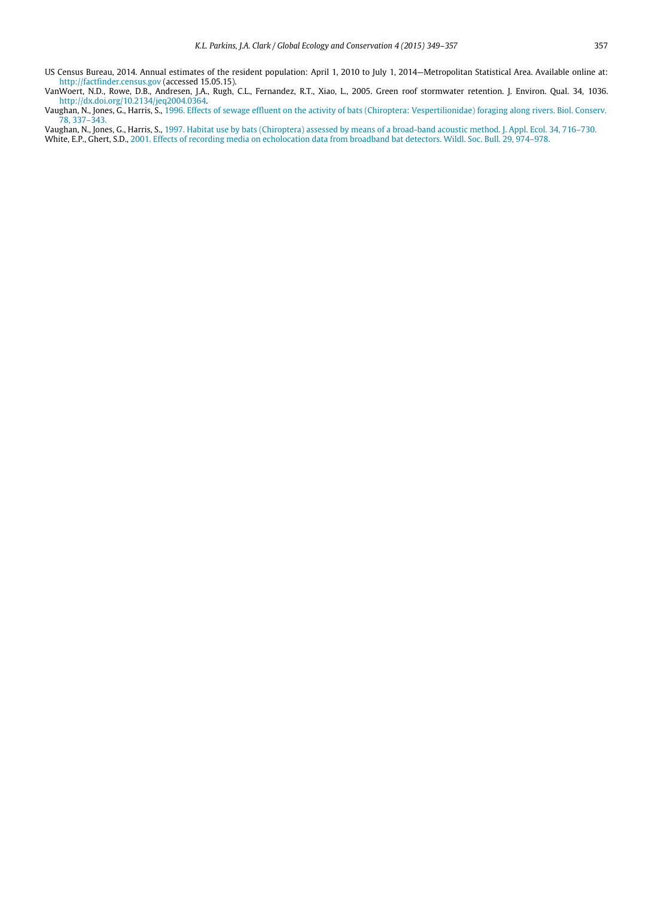US Census Bureau, 2014. Annual estimates of the resident population: April 1, 2010 to July 1, 2014—Metropolitan Statistical Area. Available online at: http://factfinder.census.gov (accessed 15.05.15).

VanWoert, N.D., Rowe, D.B., Andresen, J.A., Rugh, C.L., Fernandez, R.T., Xiao, L., 2005. Green roof stormwater retention. J. Environ. Qual. 34, 1036. http://dx.doi.org/10.2134/jeq2004.0364.

Vaughan, N., Jones, G., Harris, S., 1996. Effects of sewage effluent on the activity of bats (Chiroptera: Vespertilionidae) foraging along rivers. Biol. Conserv. 78, 337–343.

Vaughan, N., Jones, G., Harris, S., 1997. Habitat use by bats (Chiroptera) assessed by means of a broad-band acoustic method. J. Appl. Ecol. 34, 716–730.

White, E.P., Ghert, S.D., 2001. Effects of recording media on echolocation data from broadband bat detectors. Wildl. Soc. Bull. 29, 974–978.